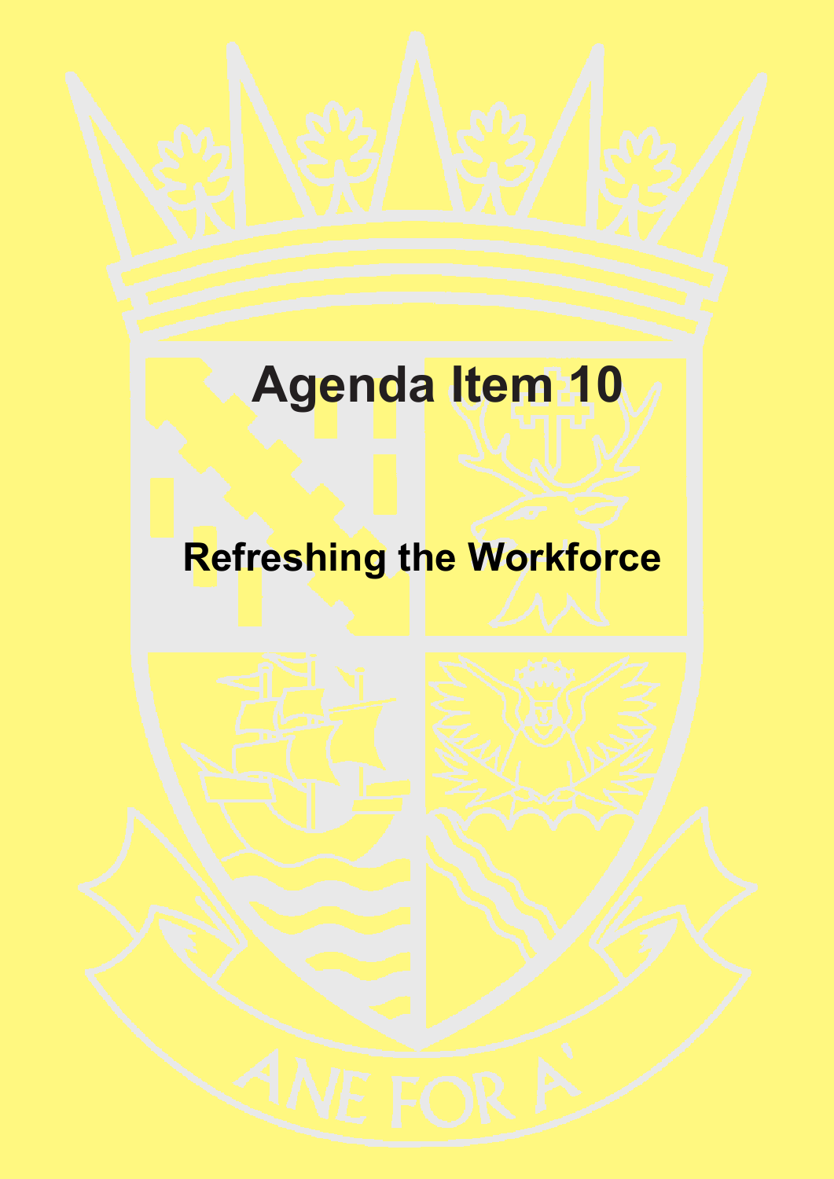# Agenda Item 10

## Refreshing the Workforce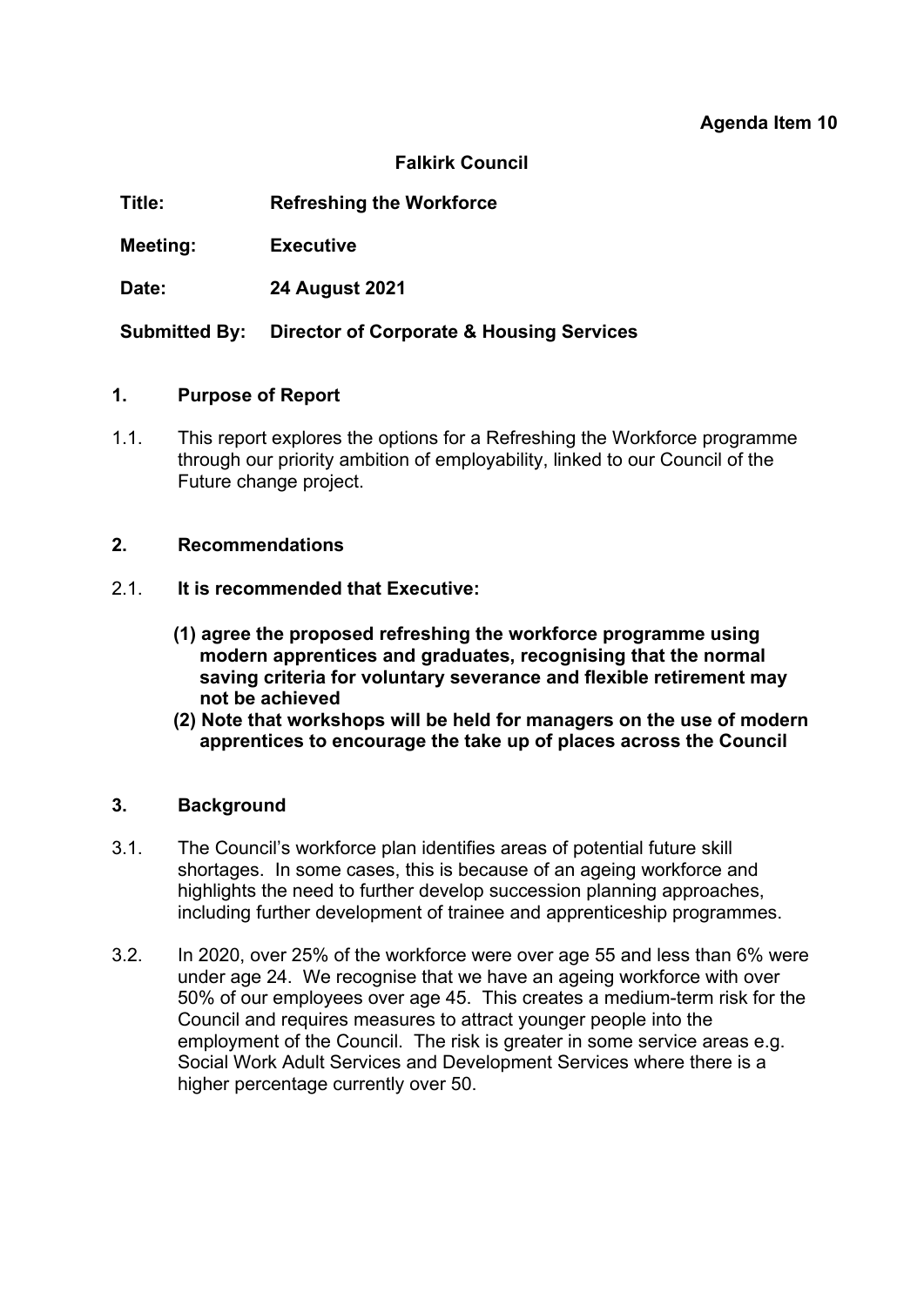**Agenda Item 10**

**Falkirk Council**

| | |
|---|---|
| **Title:** | **Refreshing the Workforce** |
| **Meeting:** | **Executive** |
| **Date:** | **24 August 2021** |
| **Submitted By:** | **Director of Corporate & Housing Services** |

## 1. Purpose of Report

1.1. This report explores the options for a Refreshing the Workforce programme through our priority ambition of employability, linked to our Council of the Future change project.

## 2. Recommendations

2.1. **It is recommended that Executive:**

**(1) agree the proposed refreshing the workforce programme using modern apprentices and graduates, recognising that the normal saving criteria for voluntary severance and flexible retirement may not be achieved**

**(2) Note that workshops will be held for managers on the use of modern apprentices to encourage the take up of places across the Council**

## 3. Background

3.1. The Council's workforce plan identifies areas of potential future skill shortages. In some cases, this is because of an ageing workforce and highlights the need to further develop succession planning approaches, including further development of trainee and apprenticeship programmes.

3.2. In 2020, over 25% of the workforce were over age 55 and less than 6% were under age 24. We recognise that we have an ageing workforce with over 50% of our employees over age 45. This creates a medium-term risk for the Council and requires measures to attract younger people into the employment of the Council. The risk is greater in some service areas e.g. Social Work Adult Services and Development Services where there is a higher percentage currently over 50.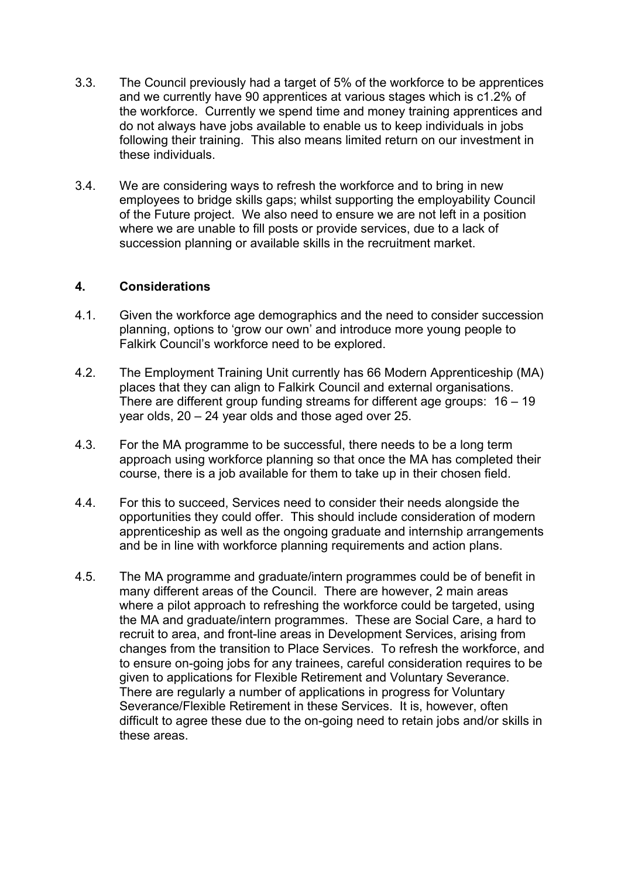3.3. The Council previously had a target of 5% of the workforce to be apprentices and we currently have 90 apprentices at various stages which is c1.2% of the workforce. Currently we spend time and money training apprentices and do not always have jobs available to enable us to keep individuals in jobs following their training. This also means limited return on our investment in these individuals.

3.4. We are considering ways to refresh the workforce and to bring in new employees to bridge skills gaps; whilst supporting the employability Council of the Future project. We also need to ensure we are not left in a position where we are unable to fill posts or provide services, due to a lack of succession planning or available skills in the recruitment market.

## 4. Considerations

4.1. Given the workforce age demographics and the need to consider succession planning, options to 'grow our own' and introduce more young people to Falkirk Council's workforce need to be explored.

4.2. The Employment Training Unit currently has 66 Modern Apprenticeship (MA) places that they can align to Falkirk Council and external organisations. There are different group funding streams for different age groups: 16 – 19 year olds, 20 – 24 year olds and those aged over 25.

4.3. For the MA programme to be successful, there needs to be a long term approach using workforce planning so that once the MA has completed their course, there is a job available for them to take up in their chosen field.

4.4. For this to succeed, Services need to consider their needs alongside the opportunities they could offer. This should include consideration of modern apprenticeship as well as the ongoing graduate and internship arrangements and be in line with workforce planning requirements and action plans.

4.5. The MA programme and graduate/intern programmes could be of benefit in many different areas of the Council. There are however, 2 main areas where a pilot approach to refreshing the workforce could be targeted, using the MA and graduate/intern programmes. These are Social Care, a hard to recruit to area, and front-line areas in Development Services, arising from changes from the transition to Place Services. To refresh the workforce, and to ensure on-going jobs for any trainees, careful consideration requires to be given to applications for Flexible Retirement and Voluntary Severance. There are regularly a number of applications in progress for Voluntary Severance/Flexible Retirement in these Services. It is, however, often difficult to agree these due to the on-going need to retain jobs and/or skills in these areas.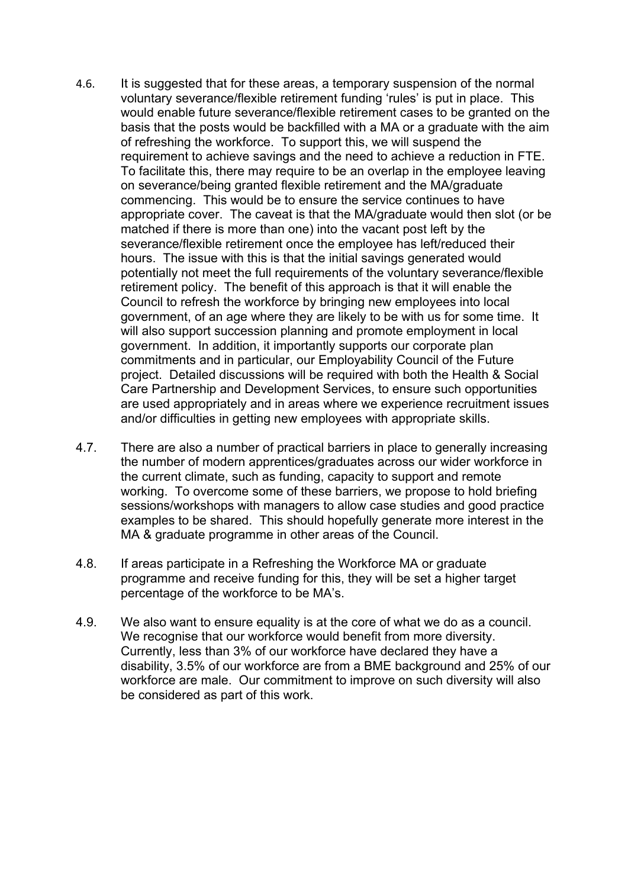4.6. It is suggested that for these areas, a temporary suspension of the normal voluntary severance/flexible retirement funding 'rules' is put in place. This would enable future severance/flexible retirement cases to be granted on the basis that the posts would be backfilled with a MA or a graduate with the aim of refreshing the workforce. To support this, we will suspend the requirement to achieve savings and the need to achieve a reduction in FTE. To facilitate this, there may require to be an overlap in the employee leaving on severance/being granted flexible retirement and the MA/graduate commencing. This would be to ensure the service continues to have appropriate cover. The caveat is that the MA/graduate would then slot (or be matched if there is more than one) into the vacant post left by the severance/flexible retirement once the employee has left/reduced their hours. The issue with this is that the initial savings generated would potentially not meet the full requirements of the voluntary severance/flexible retirement policy. The benefit of this approach is that it will enable the Council to refresh the workforce by bringing new employees into local government, of an age where they are likely to be with us for some time. It will also support succession planning and promote employment in local government. In addition, it importantly supports our corporate plan commitments and in particular, our Employability Council of the Future project. Detailed discussions will be required with both the Health & Social Care Partnership and Development Services, to ensure such opportunities are used appropriately and in areas where we experience recruitment issues and/or difficulties in getting new employees with appropriate skills.

4.7. There are also a number of practical barriers in place to generally increasing the number of modern apprentices/graduates across our wider workforce in the current climate, such as funding, capacity to support and remote working. To overcome some of these barriers, we propose to hold briefing sessions/workshops with managers to allow case studies and good practice examples to be shared. This should hopefully generate more interest in the MA & graduate programme in other areas of the Council.

4.8. If areas participate in a Refreshing the Workforce MA or graduate programme and receive funding for this, they will be set a higher target percentage of the workforce to be MA's.

4.9. We also want to ensure equality is at the core of what we do as a council. We recognise that our workforce would benefit from more diversity. Currently, less than 3% of our workforce have declared they have a disability, 3.5% of our workforce are from a BME background and 25% of our workforce are male. Our commitment to improve on such diversity will also be considered as part of this work.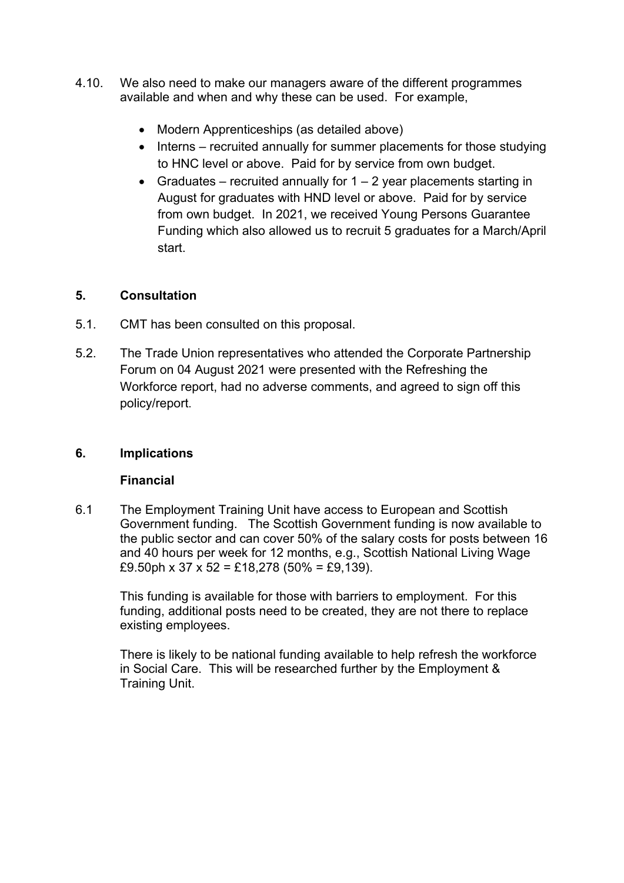4.10. We also need to make our managers aware of the different programmes available and when and why these can be used. For example,

- Modern Apprenticeships (as detailed above)
- Interns – recruited annually for summer placements for those studying to HNC level or above. Paid for by service from own budget.
- Graduates – recruited annually for 1 – 2 year placements starting in August for graduates with HND level or above. Paid for by service from own budget. In 2021, we received Young Persons Guarantee Funding which also allowed us to recruit 5 graduates for a March/April start.

## 5. Consultation

5.1. CMT has been consulted on this proposal.

5.2. The Trade Union representatives who attended the Corporate Partnership Forum on 04 August 2021 were presented with the Refreshing the Workforce report, had no adverse comments, and agreed to sign off this policy/report.

## 6. Implications

### Financial

6.1 The Employment Training Unit have access to European and Scottish Government funding. The Scottish Government funding is now available to the public sector and can cover 50% of the salary costs for posts between 16 and 40 hours per week for 12 months, e.g., Scottish National Living Wage £9.50ph x 37 x 52 = £18,278 (50% = £9,139).

This funding is available for those with barriers to employment. For this funding, additional posts need to be created, they are not there to replace existing employees.

There is likely to be national funding available to help refresh the workforce in Social Care. This will be researched further by the Employment & Training Unit.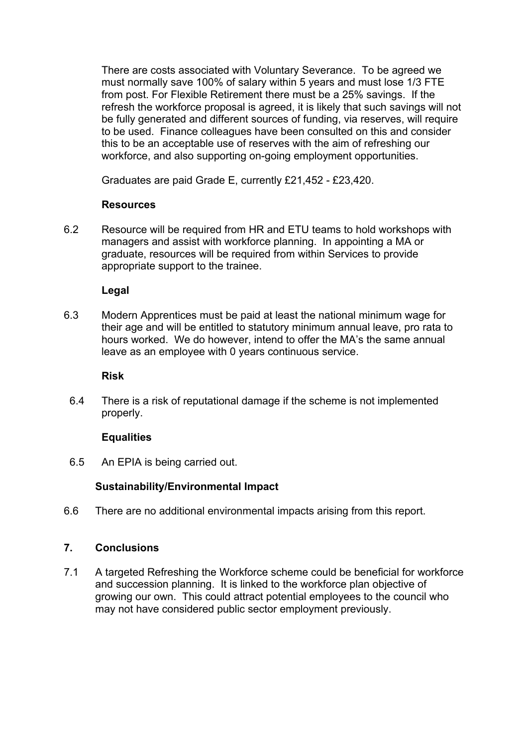There are costs associated with Voluntary Severance. To be agreed we must normally save 100% of salary within 5 years and must lose 1/3 FTE from post. For Flexible Retirement there must be a 25% savings. If the refresh the workforce proposal is agreed, it is likely that such savings will not be fully generated and different sources of funding, via reserves, will require to be used. Finance colleagues have been consulted on this and consider this to be an acceptable use of reserves with the aim of refreshing our workforce, and also supporting on-going employment opportunities.

Graduates are paid Grade E, currently £21,452 - £23,420.

**Resources**

6.2 Resource will be required from HR and ETU teams to hold workshops with managers and assist with workforce planning. In appointing a MA or graduate, resources will be required from within Services to provide appropriate support to the trainee.

**Legal**

6.3 Modern Apprentices must be paid at least the national minimum wage for their age and will be entitled to statutory minimum annual leave, pro rata to hours worked. We do however, intend to offer the MA's the same annual leave as an employee with 0 years continuous service.

**Risk**

6.4 There is a risk of reputational damage if the scheme is not implemented properly.

**Equalities**

6.5 An EPIA is being carried out.

**Sustainability/Environmental Impact**

6.6 There are no additional environmental impacts arising from this report.

## 7. Conclusions

7.1 A targeted Refreshing the Workforce scheme could be beneficial for workforce and succession planning. It is linked to the workforce plan objective of growing our own. This could attract potential employees to the council who may not have considered public sector employment previously.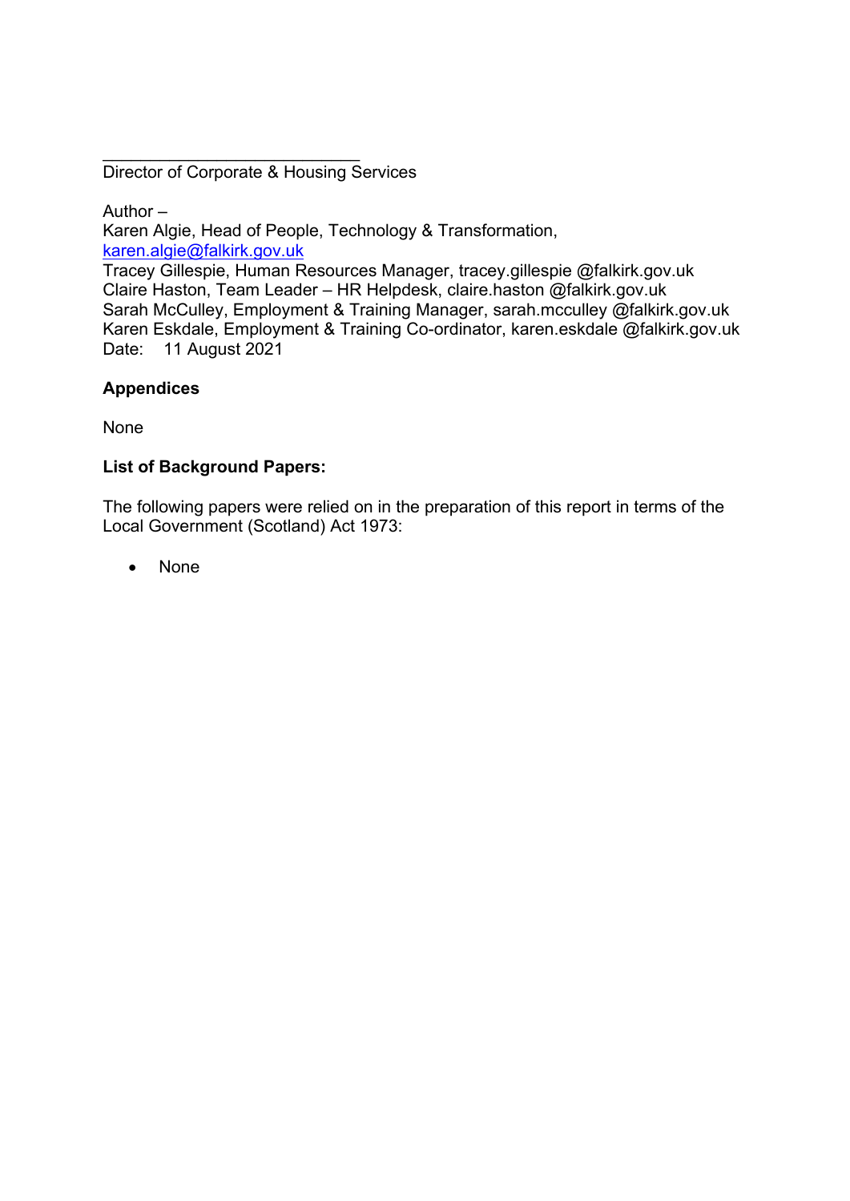___________________________
Director of Corporate & Housing Services

Author –
Karen Algie, Head of People, Technology & Transformation,
karen.algie@falkirk.gov.uk
Tracey Gillespie, Human Resources Manager, tracey.gillespie @falkirk.gov.uk
Claire Haston, Team Leader – HR Helpdesk, claire.haston @falkirk.gov.uk
Sarah McCulley, Employment & Training Manager, sarah.mcculley @falkirk.gov.uk
Karen Eskdale, Employment & Training Co-ordinator, karen.eskdale @falkirk.gov.uk
Date: 11 August 2021

**Appendices**

None

**List of Background Papers:**

The following papers were relied on in the preparation of this report in terms of the Local Government (Scotland) Act 1973:

- None